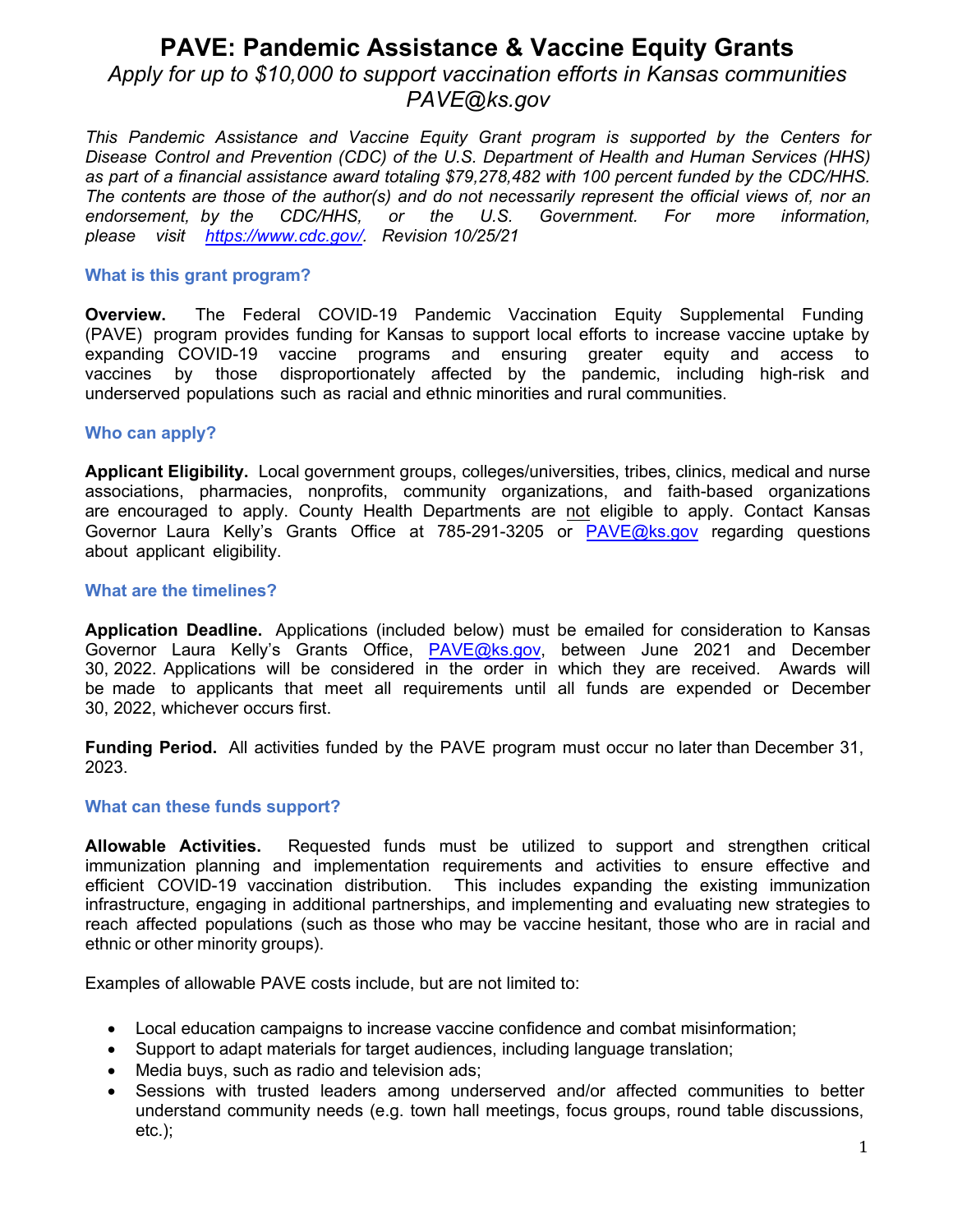# PAVE: Pandemic Assistance & Vaccine Equity Grants

*Apply for up to $10,000 to support vaccination efforts in Kansas communities*
*PAVE@ks.gov*

*This Pandemic Assistance and Vaccine Equity Grant program is supported by the Centers for Disease Control and Prevention (CDC) of the U.S. Department of Health and Human Services (HHS) as part of a financial assistance award totaling $79,278,482 with 100 percent funded by the CDC/HHS. The contents are those of the author(s) and do not necessarily represent the official views of, nor an endorsement, by the CDC/HHS, or the U.S. Government. For more information, please visit [https://www.cdc.gov/](https://www.cdc.gov/). Revision 10/25/21*

### What is this grant program?

**Overview.** The Federal COVID-19 Pandemic Vaccination Equity Supplemental Funding (PAVE) program provides funding for Kansas to support local efforts to increase vaccine uptake by expanding COVID-19 vaccine programs and ensuring greater equity and access to vaccines by those disproportionately affected by the pandemic, including high-risk and underserved populations such as racial and ethnic minorities and rural communities.

### Who can apply?

**Applicant Eligibility.** Local government groups, colleges/universities, tribes, clinics, medical and nurse associations, pharmacies, nonprofits, community organizations, and faith-based organizations are encouraged to apply. County Health Departments are not eligible to apply. Contact Kansas Governor Laura Kelly's Grants Office at 785-291-3205 or [PAVE@ks.gov](mailto:PAVE@ks.gov) regarding questions about applicant eligibility.

### What are the timelines?

**Application Deadline.** Applications (included below) must be emailed for consideration to Kansas Governor Laura Kelly's Grants Office, [PAVE@ks.gov](mailto:PAVE@ks.gov), between June 2021 and December 30, 2022. Applications will be considered in the order in which they are received. Awards will be made to applicants that meet all requirements until all funds are expended or December 30, 2022, whichever occurs first.

**Funding Period.** All activities funded by the PAVE program must occur no later than December 31, 2023.

### What can these funds support?

**Allowable Activities.** Requested funds must be utilized to support and strengthen critical immunization planning and implementation requirements and activities to ensure effective and efficient COVID-19 vaccination distribution. This includes expanding the existing immunization infrastructure, engaging in additional partnerships, and implementing and evaluating new strategies to reach affected populations (such as those who may be vaccine hesitant, those who are in racial and ethnic or other minority groups).

Examples of allowable PAVE costs include, but are not limited to:

- Local education campaigns to increase vaccine confidence and combat misinformation;
- Support to adapt materials for target audiences, including language translation;
- Media buys, such as radio and television ads;
- Sessions with trusted leaders among underserved and/or affected communities to better understand community needs (e.g. town hall meetings, focus groups, round table discussions, etc.);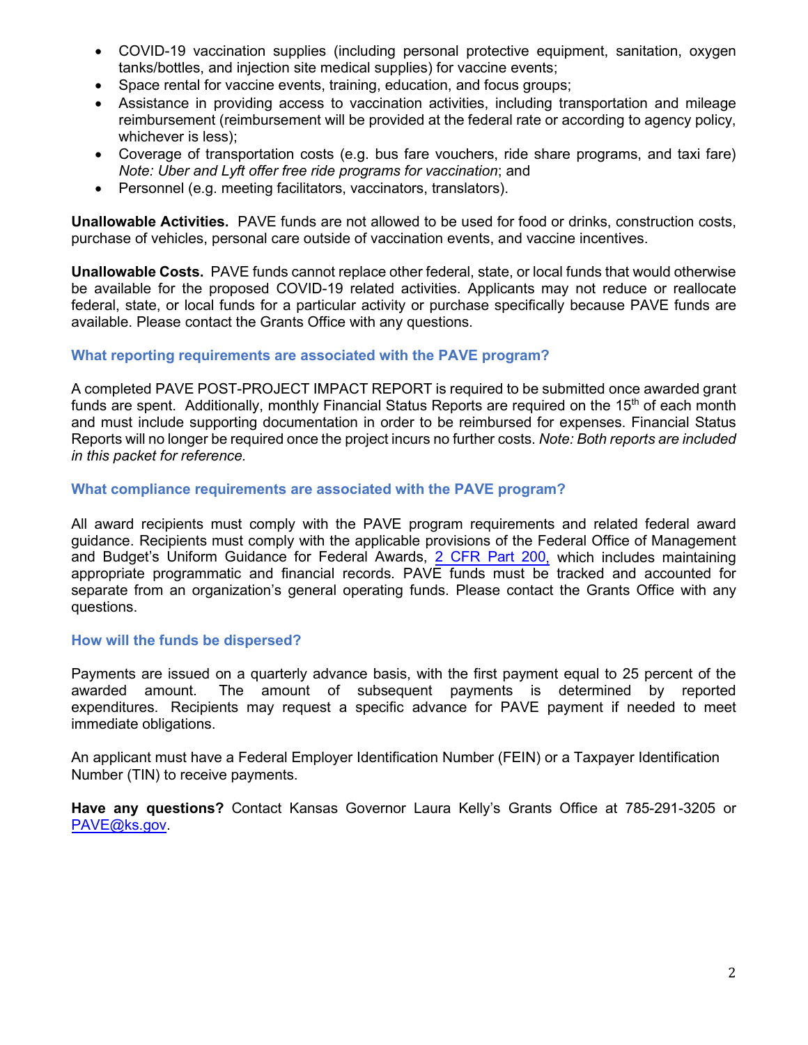- COVID-19 vaccination supplies (including personal protective equipment, sanitation, oxygen tanks/bottles, and injection site medical supplies) for vaccine events;
- Space rental for vaccine events, training, education, and focus groups;
- Assistance in providing access to vaccination activities, including transportation and mileage reimbursement (reimbursement will be provided at the federal rate or according to agency policy, whichever is less);
- Coverage of transportation costs (e.g. bus fare vouchers, ride share programs, and taxi fare) *Note: Uber and Lyft offer free ride programs for vaccination*; and
- Personnel (e.g. meeting facilitators, vaccinators, translators).

**Unallowable Activities.** PAVE funds are not allowed to be used for food or drinks, construction costs, purchase of vehicles, personal care outside of vaccination events, and vaccine incentives.

**Unallowable Costs.** PAVE funds cannot replace other federal, state, or local funds that would otherwise be available for the proposed COVID-19 related activities. Applicants may not reduce or reallocate federal, state, or local funds for a particular activity or purchase specifically because PAVE funds are available. Please contact the Grants Office with any questions.

### What reporting requirements are associated with the PAVE program?

A completed PAVE POST-PROJECT IMPACT REPORT is required to be submitted once awarded grant funds are spent. Additionally, monthly Financial Status Reports are required on the 15th of each month and must include supporting documentation in order to be reimbursed for expenses. Financial Status Reports will no longer be required once the project incurs no further costs. *Note: Both reports are included in this packet for reference.*

### What compliance requirements are associated with the PAVE program?

All award recipients must comply with the PAVE program requirements and related federal award guidance. Recipients must comply with the applicable provisions of the Federal Office of Management and Budget's Uniform Guidance for Federal Awards, 2 CFR Part 200, which includes maintaining appropriate programmatic and financial records. PAVE funds must be tracked and accounted for separate from an organization's general operating funds. Please contact the Grants Office with any questions.

### How will the funds be dispersed?

Payments are issued on a quarterly advance basis, with the first payment equal to 25 percent of the awarded amount. The amount of subsequent payments is determined by reported expenditures. Recipients may request a specific advance for PAVE payment if needed to meet immediate obligations.

An applicant must have a Federal Employer Identification Number (FEIN) or a Taxpayer Identification Number (TIN) to receive payments.

**Have any questions?** Contact Kansas Governor Laura Kelly's Grants Office at 785-291-3205 or PAVE@ks.gov.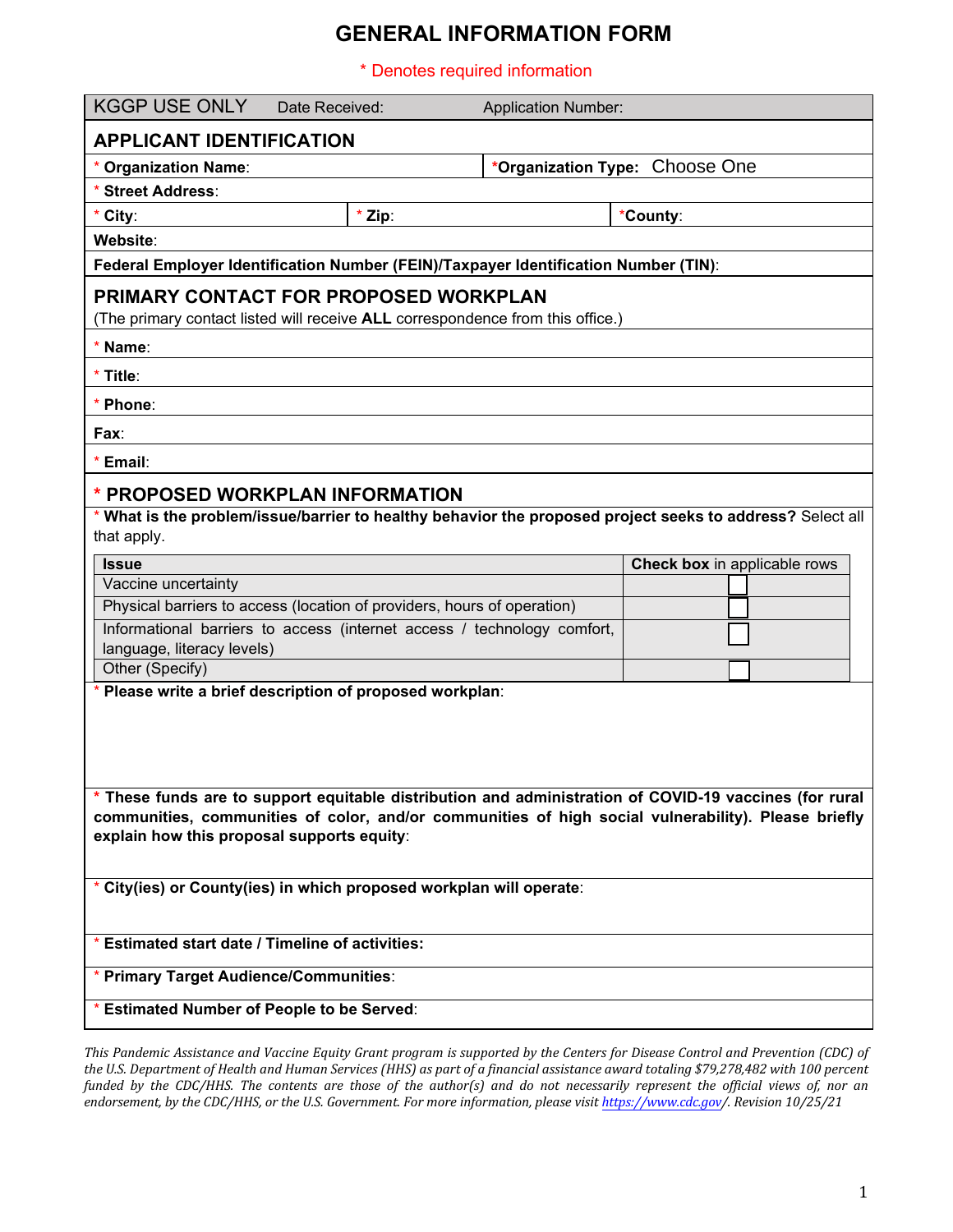# GENERAL INFORMATION FORM

\* Denotes required information

| KGGP USE ONLY | Date Received: | Application Number: |
|---|---|---|

## APPLICANT IDENTIFICATION

| * **Organization Name**: | | *__Organization Type:__ Choose One |
|---|---|---|
| * **Street Address**: | | |
| * **City**: | * **Zip**: | ***County**: |
| **Website**: | | |
| **Federal Employer Identification Number (FEIN)/Taxpayer Identification Number (TIN)**: | | |

## PRIMARY CONTACT FOR PROPOSED WORKPLAN

(The primary contact listed will receive **ALL** correspondence from this office.)

\* **Name**:

\* **Title**:

\* **Phone**:

**Fax**:

\* **Email**:

## * PROPOSED WORKPLAN INFORMATION

\* **What is the problem/issue/barrier to healthy behavior the proposed project seeks to address?** Select all that apply.

| **Issue** | **Check box** in applicable rows |
|---|---|
| Vaccine uncertainty | ☐ |
| Physical barriers to access (location of providers, hours of operation) | ☐ |
| Informational barriers to access (internet access / technology comfort, language, literacy levels) | ☐ |
| Other (Specify) | ☐ |

\* **Please write a brief description of proposed workplan**:

\* **These funds are to support equitable distribution and administration of COVID-19 vaccines (for rural communities, communities of color, and/or communities of high social vulnerability). Please briefly explain how this proposal supports equity**:

\* **City(ies) or County(ies) in which proposed workplan will operate**:

\* **Estimated start date / Timeline of activities:**

\* **Primary Target Audience/Communities**:

\* **Estimated Number of People to be Served**:

*This Pandemic Assistance and Vaccine Equity Grant program is supported by the Centers for Disease Control and Prevention (CDC) of the U.S. Department of Health and Human Services (HHS) as part of a financial assistance award totaling $79,278,482 with 100 percent funded by the CDC/HHS. The contents are those of the author(s) and do not necessarily represent the official views of, nor an endorsement, by the CDC/HHS, or the U.S. Government. For more information, please visit https://www.cdc.gov/. Revision 10/25/21*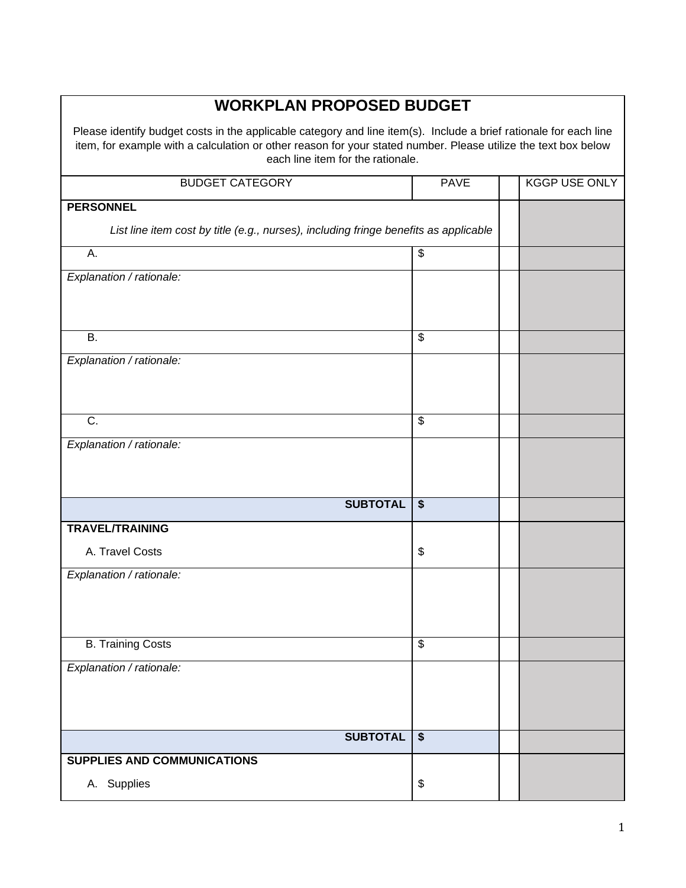# WORKPLAN PROPOSED BUDGET

Please identify budget costs in the applicable category and line item(s). Include a brief rationale for each line item, for example with a calculation or other reason for your stated number. Please utilize the text box below each line item for the rationale.

| BUDGET CATEGORY | PAVE | | KGGP USE ONLY |
|---|---|---|---|
| **PERSONNEL**<br>*List line item cost by title (e.g., nurses), including fringe benefits as applicable* | | | |
| A. | $ | | |
| *Explanation / rationale:* | | | |
| B. | $ | | |
| *Explanation / rationale:* | | | |
| C. | $ | | |
| *Explanation / rationale:* | | | |
| **SUBTOTAL** | **$** | | |
| **TRAVEL/TRAINING**<br>A. Travel Costs | $ | | |
| *Explanation / rationale:* | | | |
| B. Training Costs | $ | | |
| *Explanation / rationale:* | | | |
| **SUBTOTAL** | **$** | | |
| **SUPPLIES AND COMMUNICATIONS**<br>A. Supplies | $ | | |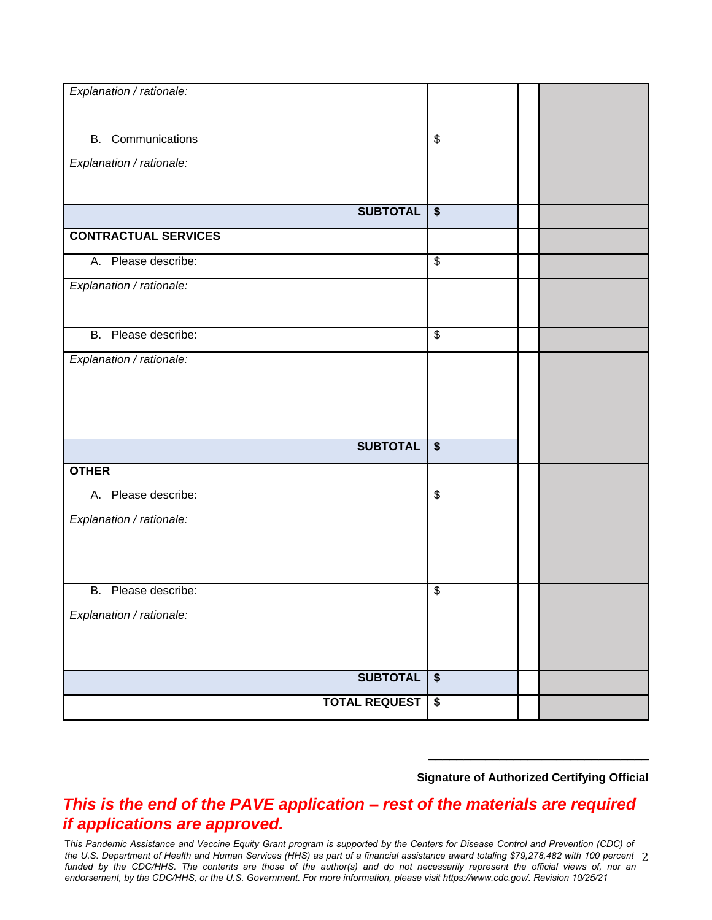| | | | |
|---|---|---|---|
| *Explanation / rationale:* | | | |
| B. Communications | $ | | |
| *Explanation / rationale:* | | | |
| **SUBTOTAL** | **$** | | |
| **CONTRACTUAL SERVICES** | | | |
| A. Please describe: | $ | | |
| *Explanation / rationale:* | | | |
| B. Please describe: | $ | | |
| *Explanation / rationale:* | | | |
| **SUBTOTAL** | **$** | | |
| **OTHER**<br>A. Please describe: | $ | | |
| *Explanation / rationale:* | | | |
| B. Please describe: | $ | | |
| *Explanation / rationale:* | | | |
| **SUBTOTAL** | **$** | | |
| **TOTAL REQUEST** | **$** | | |

___________________________________

**Signature of Authorized Certifying Official**

***This is the end of the PAVE application – rest of the materials are required if applications are approved.***

*This Pandemic Assistance and Vaccine Equity Grant program is supported by the Centers for Disease Control and Prevention (CDC) of the U.S. Department of Health and Human Services (HHS) as part of a financial assistance award totaling $79,278,482 with 100 percent funded by the CDC/HHS. The contents are those of the author(s) and do not necessarily represent the official views of, nor an endorsement, by the CDC/HHS, or the U.S. Government. For more information, please visit https://www.cdc.gov/. Revision 10/25/21*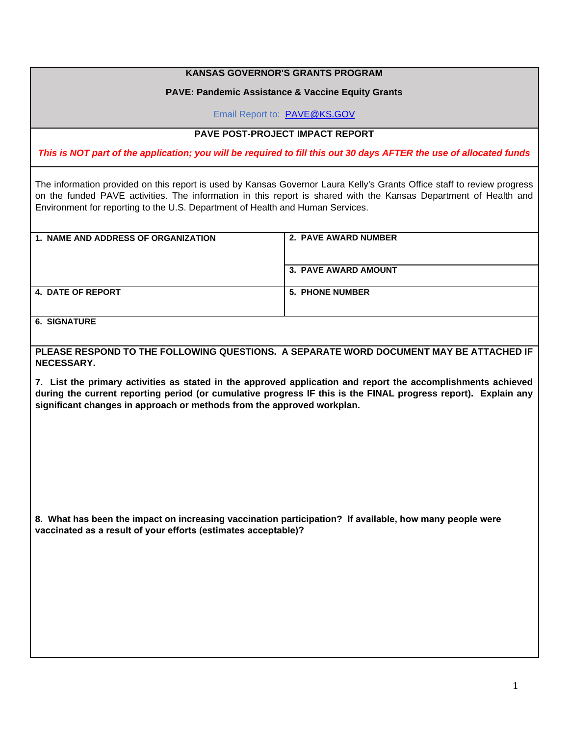**KANSAS GOVERNOR'S GRANTS PROGRAM**

**PAVE: Pandemic Assistance & Vaccine Equity Grants**

Email Report to: PAVE@KS.GOV

**PAVE POST-PROJECT IMPACT REPORT**

***This is NOT part of the application; you will be required to fill this out 30 days AFTER the use of allocated funds***

The information provided on this report is used by Kansas Governor Laura Kelly's Grants Office staff to review progress on the funded PAVE activities. The information in this report is shared with the Kansas Department of Health and Environment for reporting to the U.S. Department of Health and Human Services.

| **1. NAME AND ADDRESS OF ORGANIZATION** | **2. PAVE AWARD NUMBER** |
|---|---|
| | **3. PAVE AWARD AMOUNT** |
| **4. DATE OF REPORT** | **5. PHONE NUMBER** |
| **6. SIGNATURE** | |

**PLEASE RESPOND TO THE FOLLOWING QUESTIONS. A SEPARATE WORD DOCUMENT MAY BE ATTACHED IF NECESSARY.**

**7. List the primary activities as stated in the approved application and report the accomplishments achieved during the current reporting period (or cumulative progress IF this is the FINAL progress report). Explain any significant changes in approach or methods from the approved workplan.**

**8. What has been the impact on increasing vaccination participation? If available, how many people were vaccinated as a result of your efforts (estimates acceptable)?**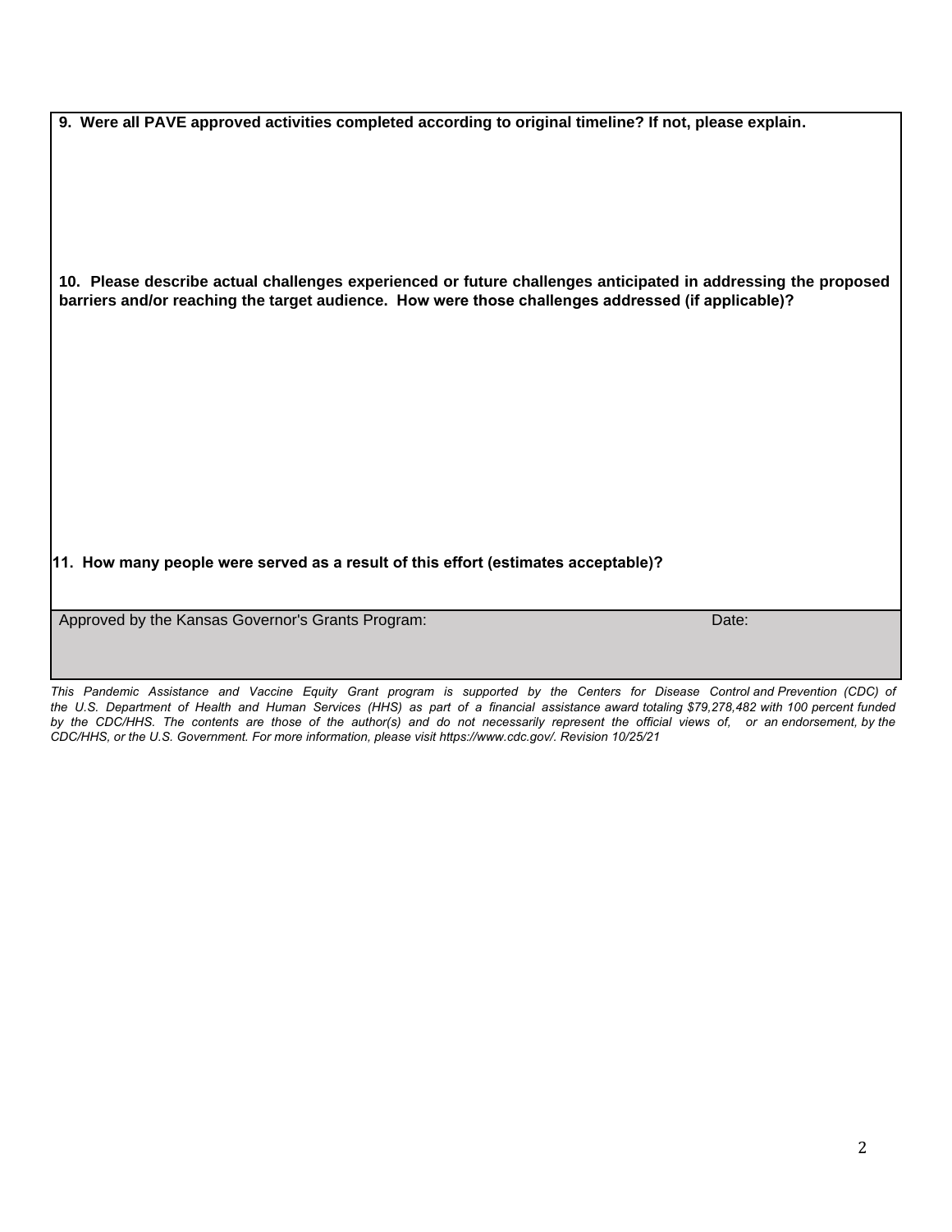**9. Were all PAVE approved activities completed according to original timeline? If not, please explain.**

**10. Please describe actual challenges experienced or future challenges anticipated in addressing the proposed barriers and/or reaching the target audience. How were those challenges addressed (if applicable)?**

**11. How many people were served as a result of this effort (estimates acceptable)?**

| Approved by the Kansas Governor's Grants Program: | Date: |
|---|---|
| | |

*This Pandemic Assistance and Vaccine Equity Grant program is supported by the Centers for Disease Control and Prevention (CDC) of the U.S. Department of Health and Human Services (HHS) as part of a financial assistance award totaling $79,278,482 with 100 percent funded by the CDC/HHS. The contents are those of the author(s) and do not necessarily represent the official views of, or an endorsement, by the CDC/HHS, or the U.S. Government. For more information, please visit https://www.cdc.gov/. Revision 10/25/21*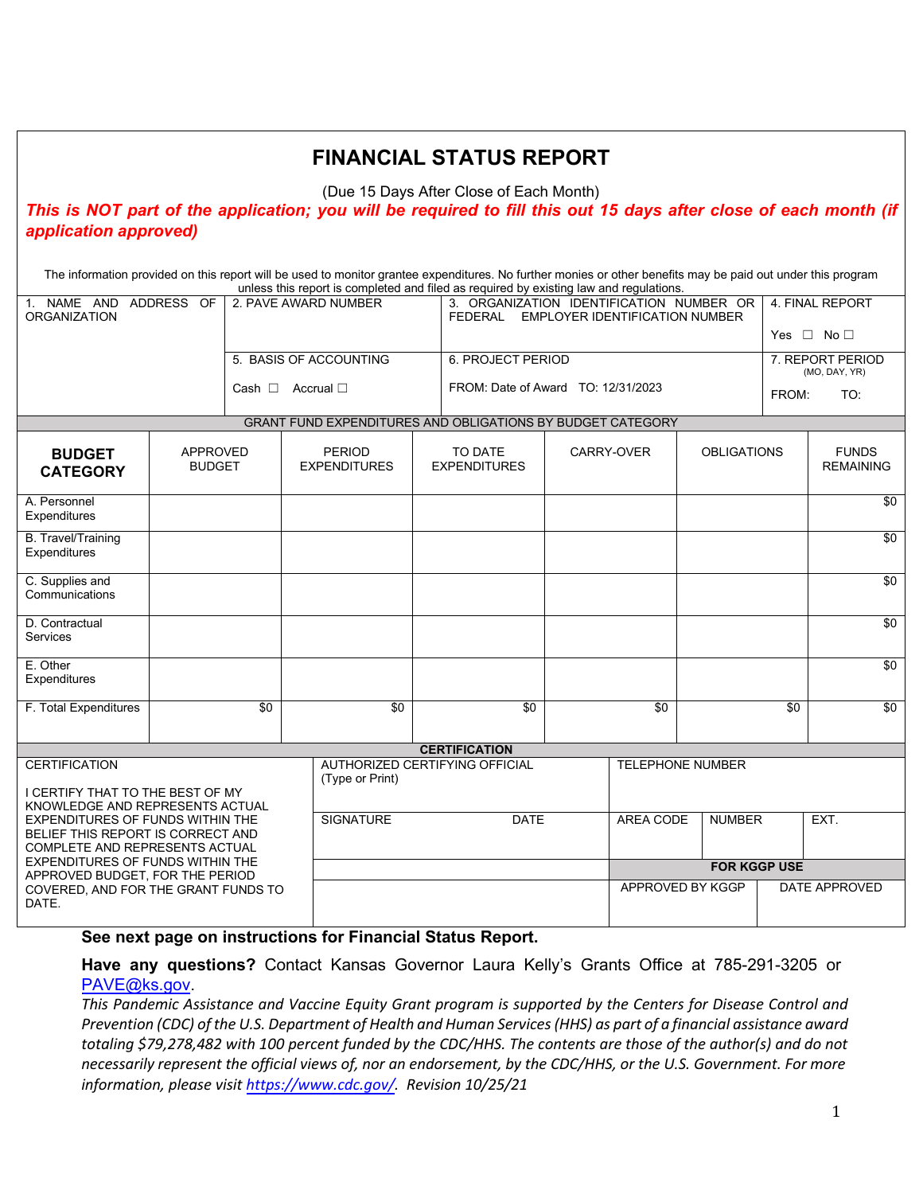# FINANCIAL STATUS REPORT

(Due 15 Days After Close of Each Month)

***This is NOT part of the application; you will be required to fill this out 15 days after close of each month (if application approved)***

The information provided on this report will be used to monitor grantee expenditures. No further monies or other benefits may be paid out under this program unless this report is completed and filed as required by existing law and regulations.

| 1. NAME AND ADDRESS OF ORGANIZATION | 2. PAVE AWARD NUMBER | 3. ORGANIZATION IDENTIFICATION NUMBER OR FEDERAL EMPLOYER IDENTIFICATION NUMBER | 4. FINAL REPORT<br><br>Yes ☐ No ☐ |
|---|---|---|---|
| | 5. BASIS OF ACCOUNTING<br><br>Cash ☐ Accrual ☐ | 6. PROJECT PERIOD<br><br>FROM: Date of Award TO: 12/31/2023 | 7. REPORT PERIOD (MO, DAY, YR)<br><br>FROM: TO: |

**GRANT FUND EXPENDITURES AND OBLIGATIONS BY BUDGET CATEGORY**

| BUDGET CATEGORY | APPROVED BUDGET | PERIOD EXPENDITURES | TO DATE EXPENDITURES | CARRY-OVER | OBLIGATIONS | FUNDS REMAINING |
|---|---|---|---|---|---|---|
| A. Personnel Expenditures | | | | | | $0 |
| B. Travel/Training Expenditures | | | | | | $0 |
| C. Supplies and Communications | | | | | | $0 |
| D. Contractual Services | | | | | | $0 |
| E. Other Expenditures | | | | | | $0 |
| F. Total Expenditures | $0 | $0 | $0 | $0 | $0 | $0 |

**CERTIFICATION**

| CERTIFICATION | AUTHORIZED CERTIFYING OFFICIAL (Type or Print) | | TELEPHONE NUMBER | | |
|---|---|---|---|---|---|
| I CERTIFY THAT TO THE BEST OF MY KNOWLEDGE AND REPRESENTS ACTUAL EXPENDITURES OF FUNDS WITHIN THE BELIEF THIS REPORT IS CORRECT AND COMPLETE AND REPRESENTS ACTUAL EXPENDITURES OF FUNDS WITHIN THE APPROVED BUDGET, FOR THE PERIOD COVERED, AND FOR THE GRANT FUNDS TO DATE. | SIGNATURE | DATE | AREA CODE | NUMBER | EXT. |
| | | | **FOR KGGP USE** | | |
| | | | APPROVED BY KGGP | | DATE APPROVED |

**See next page on instructions for Financial Status Report.**

**Have any questions?** Contact Kansas Governor Laura Kelly's Grants Office at 785-291-3205 or [PAVE@ks.gov](mailto:PAVE@ks.gov).

*This Pandemic Assistance and Vaccine Equity Grant program is supported by the Centers for Disease Control and Prevention (CDC) of the U.S. Department of Health and Human Services (HHS) as part of a financial assistance award totaling $79,278,482 with 100 percent funded by the CDC/HHS. The contents are those of the author(s) and do not necessarily represent the official views of, nor an endorsement, by the CDC/HHS, or the U.S. Government. For more information, please visit [https://www.cdc.gov/](https://www.cdc.gov/). Revision 10/25/21*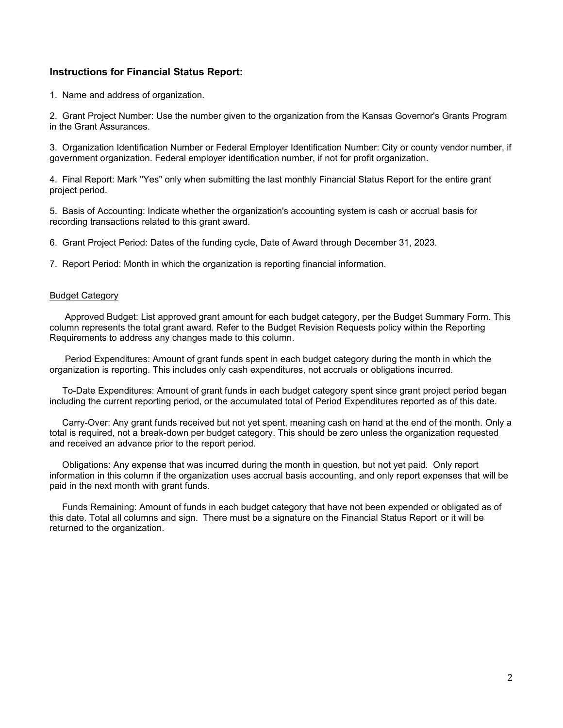### **Instructions for Financial Status Report:**

1. Name and address of organization.

2. Grant Project Number: Use the number given to the organization from the Kansas Governor's Grants Program in the Grant Assurances.

3. Organization Identification Number or Federal Employer Identification Number: City or county vendor number, if government organization. Federal employer identification number, if not for profit organization.

4. Final Report: Mark "Yes" only when submitting the last monthly Financial Status Report for the entire grant project period.

5. Basis of Accounting: Indicate whether the organization's accounting system is cash or accrual basis for recording transactions related to this grant award.

6. Grant Project Period: Dates of the funding cycle, Date of Award through December 31, 2023.

7. Report Period: Month in which the organization is reporting financial information.

<u>Budget Category</u>

Approved Budget: List approved grant amount for each budget category, per the Budget Summary Form. This column represents the total grant award. Refer to the Budget Revision Requests policy within the Reporting Requirements to address any changes made to this column.

Period Expenditures: Amount of grant funds spent in each budget category during the month in which the organization is reporting. This includes only cash expenditures, not accruals or obligations incurred.

To-Date Expenditures: Amount of grant funds in each budget category spent since grant project period began including the current reporting period, or the accumulated total of Period Expenditures reported as of this date.

Carry-Over: Any grant funds received but not yet spent, meaning cash on hand at the end of the month. Only a total is required, not a break-down per budget category. This should be zero unless the organization requested and received an advance prior to the report period.

Obligations: Any expense that was incurred during the month in question, but not yet paid. Only report information in this column if the organization uses accrual basis accounting, and only report expenses that will be paid in the next month with grant funds.

Funds Remaining: Amount of funds in each budget category that have not been expended or obligated as of this date. Total all columns and sign. There must be a signature on the Financial Status Report or it will be returned to the organization.